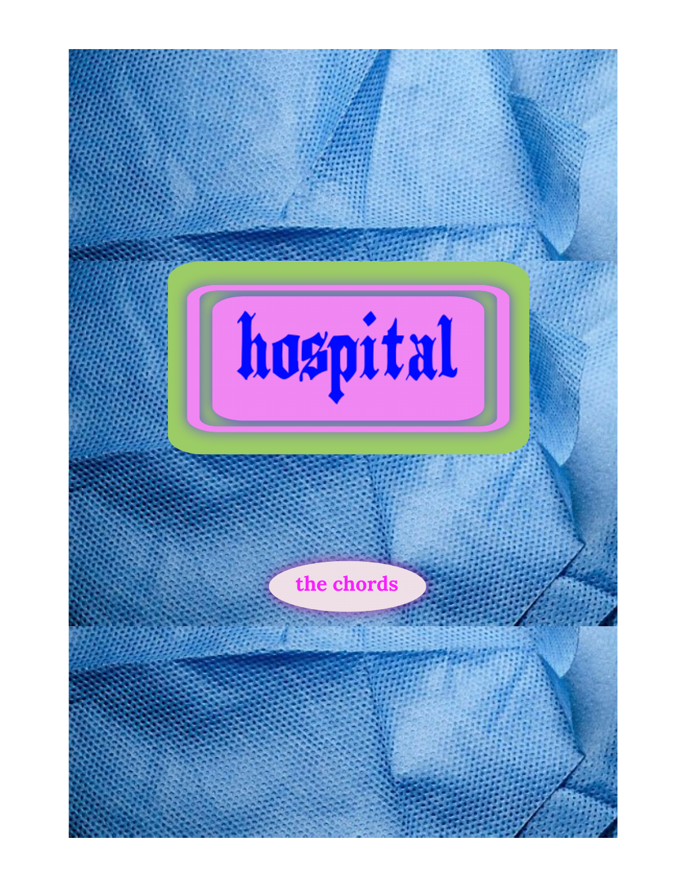# hospital

the chords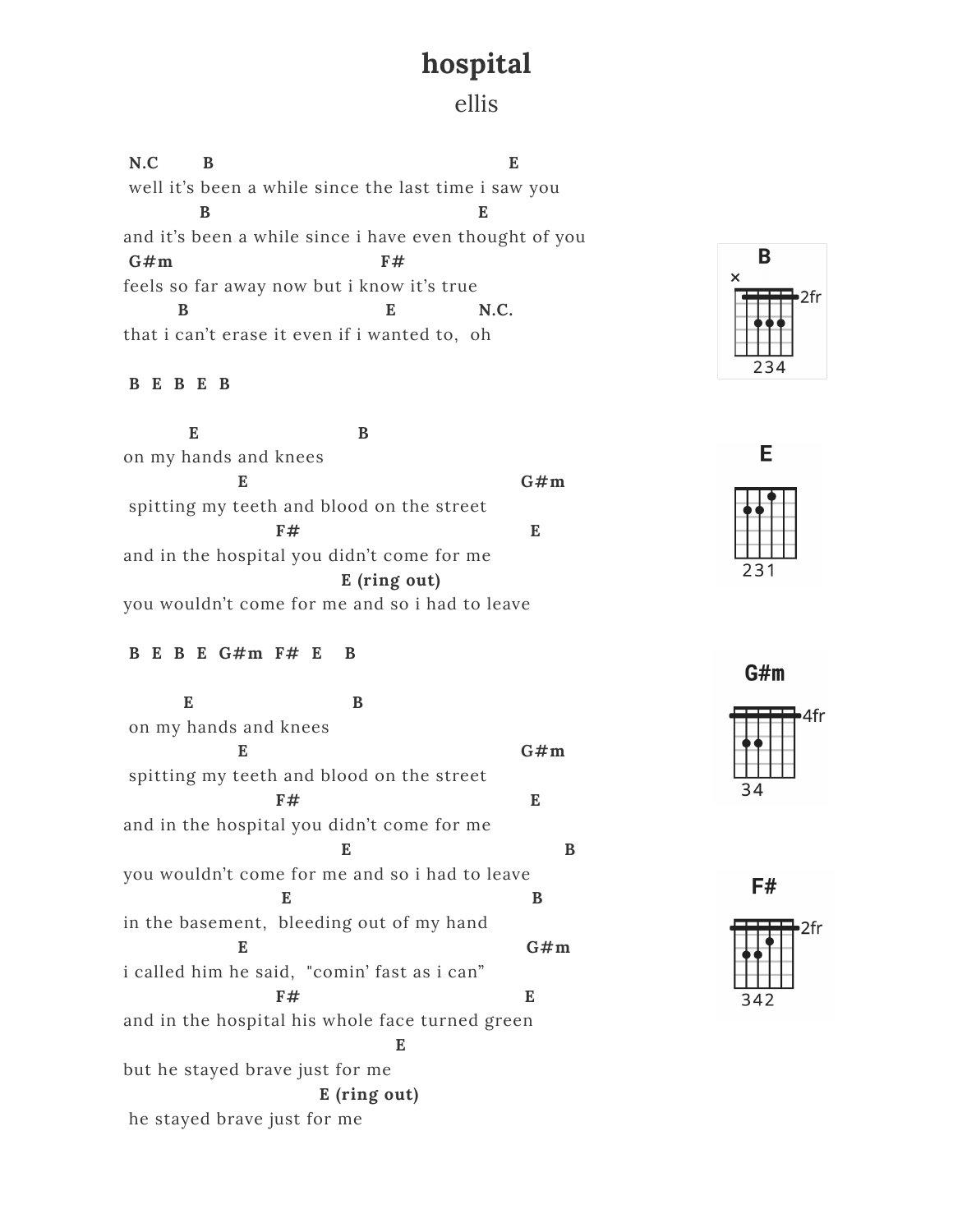# hospital

ellis

```
 N.C        B                                          E
 well it's been a while since the last time i saw you
            B                                      E
and it's been a while since i have even thought of you
 G#m                              F#
feels so far away now but i know it's true
        B                               E             N.C.
that i can't erase it even if i wanted to,  oh

 B  E  B  E  B

         E                         B
on my hands and knees
                E                                       G#m
 spitting my teeth and blood on the street
                     F#                                E
and in the hospital you didn't come for me
                                   E (ring out)
you wouldn't come for me and so i had to leave

 B  E  B  E  G#m  F#  E   B

         E                         B
 on my hands and knees
                E                                       G#m
 spitting my teeth and blood on the street
                     F#                                E
and in the hospital you didn't come for me
                                   E                            B
you wouldn't come for me and so i had to leave
                     E                                   B
in the basement,  bleeding out of my hand
                E                                        G#m
i called him he said,  "comin' fast as i can"
                     F#                                E
and in the hospital his whole face turned green
                                         E
but he stayed brave just for me
                             E (ring out)
 he stayed brave just for me
```

**B**
×
2fr
234

**E**
231

**G#m**
4fr
34

**F#**
2fr
342